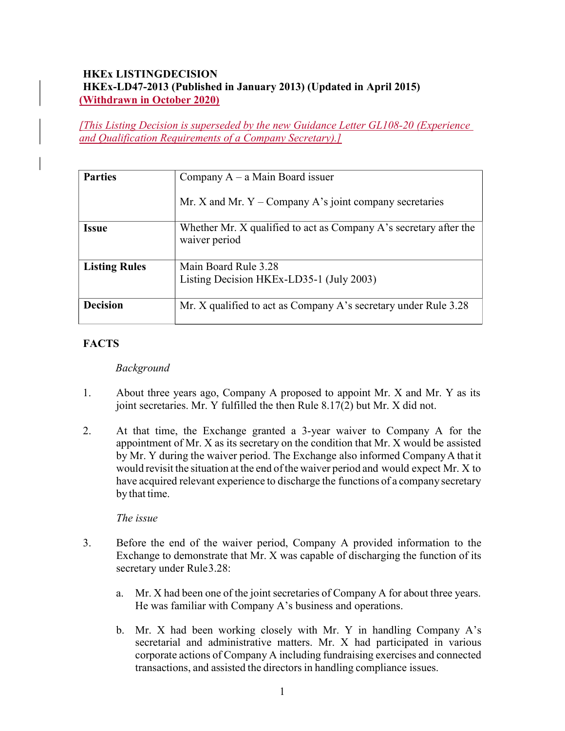**HKEx LISTINGDECISION**
**HKEx-LD47-2013 (Published in January 2013) (Updated in April 2015)**
**(Withdrawn in October 2020)**

*[This Listing Decision is superseded by the new Guidance Letter GL108-20 (Experience and Qualification Requirements of a Company Secretary).]*

| **Parties** | Company A – a Main Board issuer<br><br>Mr. X and Mr. Y – Company A's joint company secretaries |
|---|---|
| **Issue** | Whether Mr. X qualified to act as Company A's secretary after the waiver period |
| **Listing Rules** | Main Board Rule 3.28<br>Listing Decision HKEx-LD35-1 (July 2003) |
| **Decision** | Mr. X qualified to act as Company A's secretary under Rule 3.28 |

**FACTS**

*Background*

1. About three years ago, Company A proposed to appoint Mr. X and Mr. Y as its joint secretaries. Mr. Y fulfilled the then Rule 8.17(2) but Mr. X did not.

2. At that time, the Exchange granted a 3-year waiver to Company A for the appointment of Mr. X as its secretary on the condition that Mr. X would be assisted by Mr. Y during the waiver period. The Exchange also informed Company A that it would revisit the situation at the end of the waiver period and would expect Mr. X to have acquired relevant experience to discharge the functions of a company secretary by that time.

*The issue*

3. Before the end of the waiver period, Company A provided information to the Exchange to demonstrate that Mr. X was capable of discharging the function of its secretary under Rule3.28:

   a. Mr. X had been one of the joint secretaries of Company A for about three years. He was familiar with Company A's business and operations.

   b. Mr. X had been working closely with Mr. Y in handling Company A's secretarial and administrative matters. Mr. X had participated in various corporate actions of Company A including fundraising exercises and connected transactions, and assisted the directors in handling compliance issues.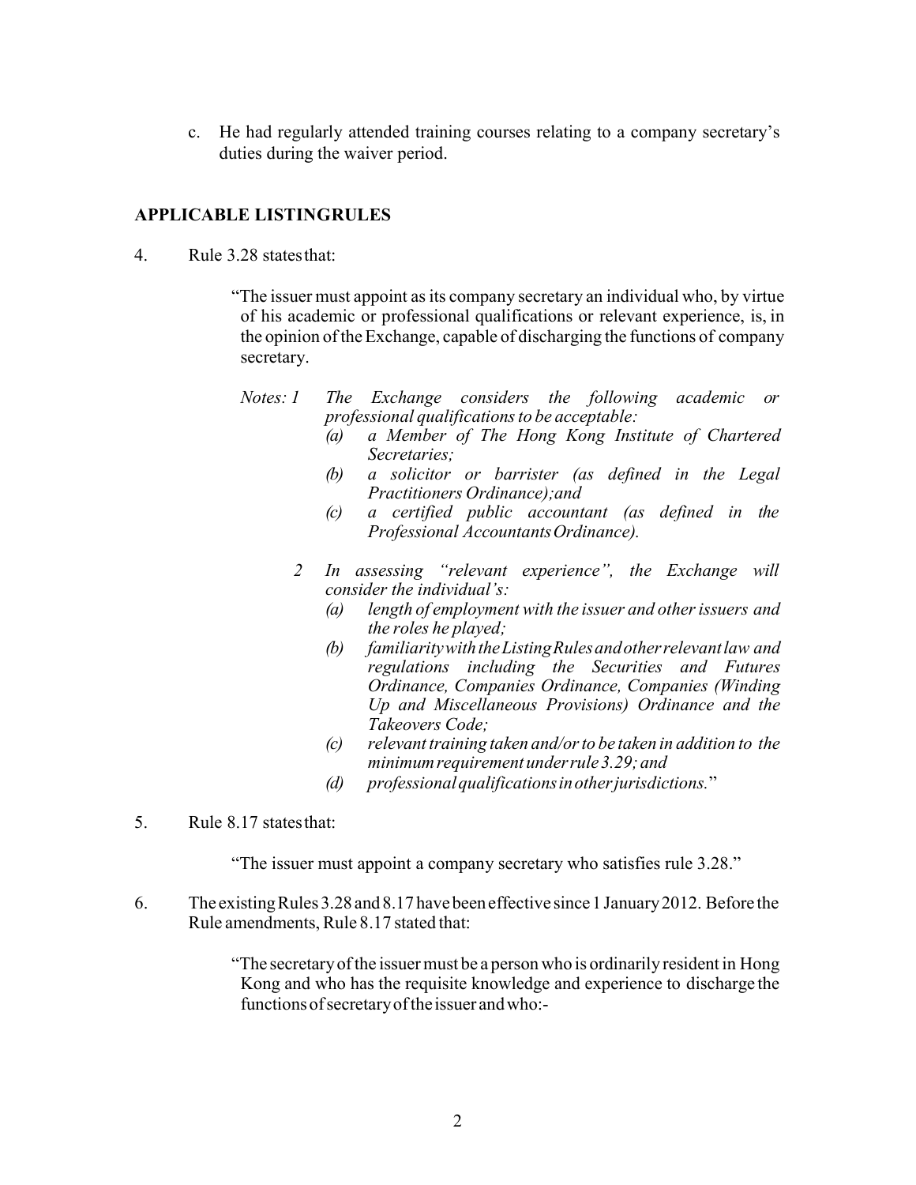c. He had regularly attended training courses relating to a company secretary's duties during the waiver period.

## APPLICABLE LISTINGRULES

4. Rule 3.28 statesthat:

> "The issuer must appoint as its company secretary an individual who, by virtue of his academic or professional qualifications or relevant experience, is, in the opinion of the Exchange, capable of discharging the functions of company secretary.
>
> *Notes: 1 The Exchange considers the following academic or professional qualifications to be acceptable:*
> - *(a) a Member of The Hong Kong Institute of Chartered Secretaries;*
> - *(b) a solicitor or barrister (as defined in the Legal Practitioners Ordinance);and*
> - *(c) a certified public accountant (as defined in the Professional AccountantsOrdinance).*
>
> *2 In assessing "relevant experience", the Exchange will consider the individual's:*
> - *(a) length of employment with the issuer and other issuers and the roles he played;*
> - *(b) familiarity with the ListingRules and other relevant law and regulations including the Securities and Futures Ordinance, Companies Ordinance, Companies (Winding Up and Miscellaneous Provisions) Ordinance and the Takeovers Code;*
> - *(c) relevant training taken and/or to be taken in addition to the minimum requirement under rule 3.29; and*
> - *(d) professional qualifications in other jurisdictions.*"

5. Rule 8.17 statesthat:

> "The issuer must appoint a company secretary who satisfies rule 3.28."

6. The existing Rules 3.28 and 8.17 have been effective since 1 January 2012. Before the Rule amendments, Rule 8.17 stated that:

> "The secretary of the issuer must be a person who is ordinarily resident in Hong Kong and who has the requisite knowledge and experience to discharge the functions of secretary of the issuer and who:-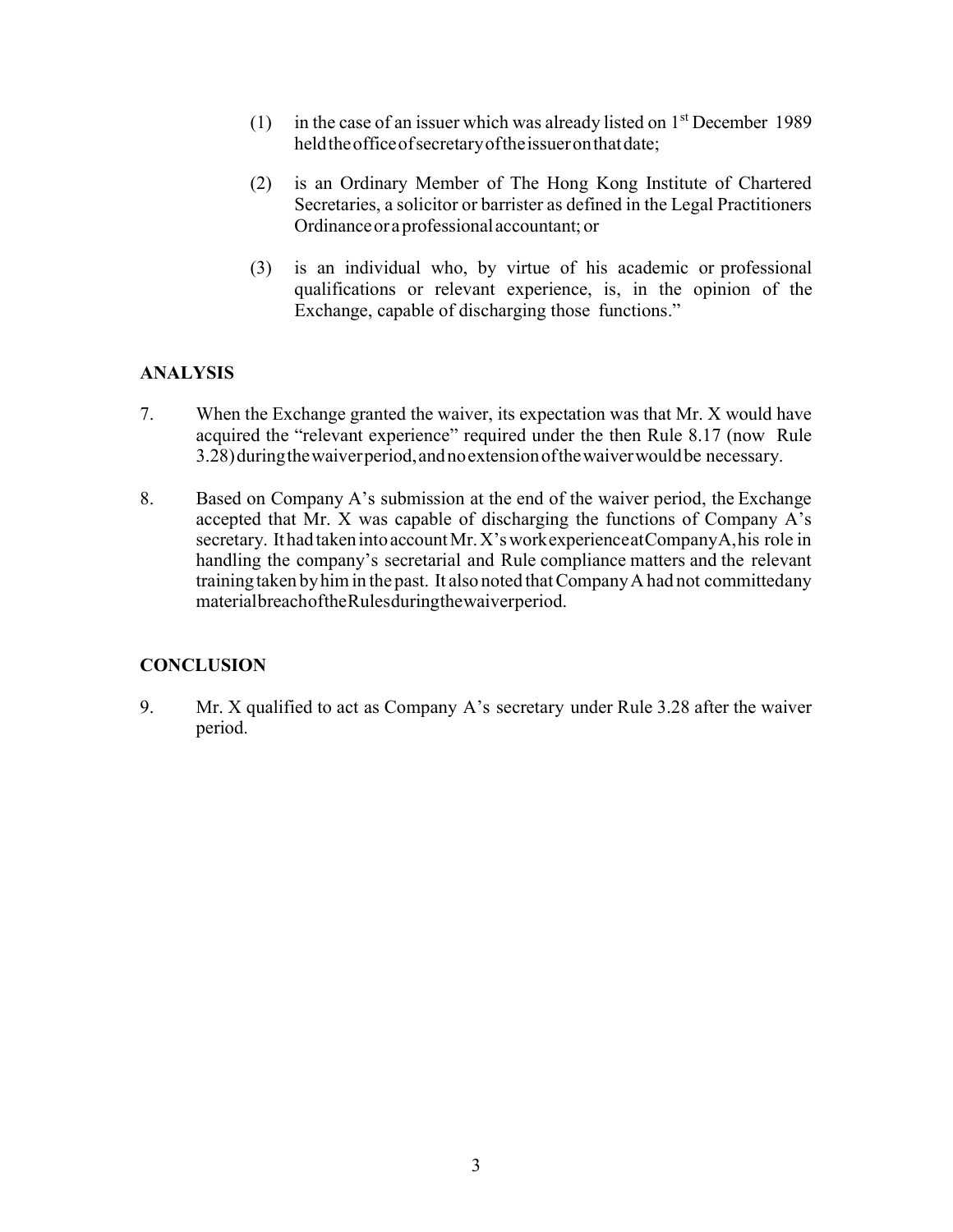(1) in the case of an issuer which was already listed on 1st December 1989 held the office of secretary of the issuer on that date;

(2) is an Ordinary Member of The Hong Kong Institute of Chartered Secretaries, a solicitor or barrister as defined in the Legal Practitioners Ordinance or a professional accountant; or

(3) is an individual who, by virtue of his academic or professional qualifications or relevant experience, is, in the opinion of the Exchange, capable of discharging those functions."

**ANALYSIS**

7. When the Exchange granted the waiver, its expectation was that Mr. X would have acquired the "relevant experience" required under the then Rule 8.17 (now Rule 3.28) during the waiver period, and no extension of the waiver would be necessary.

8. Based on Company A's submission at the end of the waiver period, the Exchange accepted that Mr. X was capable of discharging the functions of Company A's secretary. It had taken into account Mr. X's work experience at Company A, his role in handling the company's secretarial and Rule compliance matters and the relevant training taken by him in the past. It also noted that Company A had not committed any material breach of the Rules during the waiver period.

**CONCLUSION**

9. Mr. X qualified to act as Company A's secretary under Rule 3.28 after the waiver period.